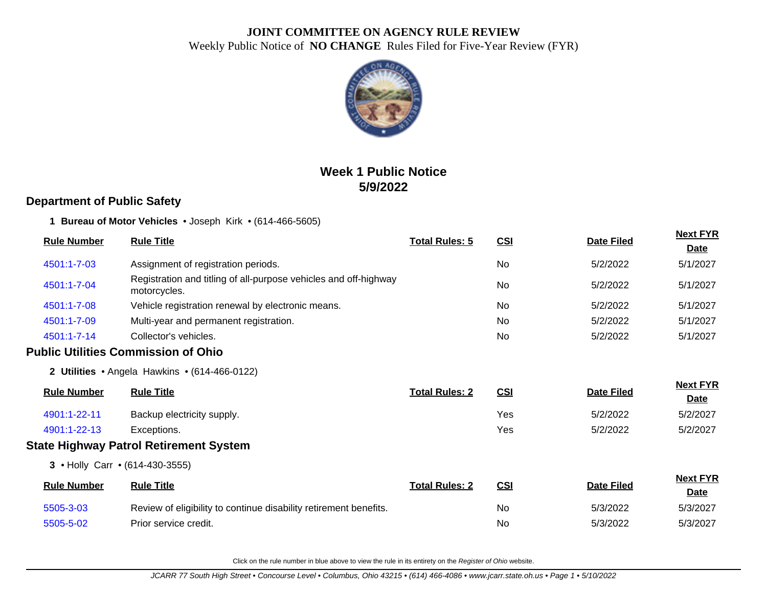# JOINT COMMITTEE ON AGENCY RULE REVIEW

Weekly Public Notice of **NO CHANGE** Rules Filed for Five-Year Review (FYR)

## Week 1 Public Notice
## 5/9/2022

## Department of Public Safety

**1 Bureau of Motor Vehicles** • Joseph Kirk • (614-466-5605)

| Rule Number | Rule Title | Total Rules: 5 | CSI | Date Filed | Next FYR Date |
|---|---|---|---|---|---|
| 4501:1-7-03 | Assignment of registration periods. | | No | 5/2/2022 | 5/1/2027 |
| 4501:1-7-04 | Registration and titling of all-purpose vehicles and off-highway motorcycles. | | No | 5/2/2022 | 5/1/2027 |
| 4501:1-7-08 | Vehicle registration renewal by electronic means. | | No | 5/2/2022 | 5/1/2027 |
| 4501:1-7-09 | Multi-year and permanent registration. | | No | 5/2/2022 | 5/1/2027 |
| 4501:1-7-14 | Collector's vehicles. | | No | 5/2/2022 | 5/1/2027 |

## Public Utilities Commission of Ohio

**2 Utilities** • Angela Hawkins • (614-466-0122)

| Rule Number | Rule Title | Total Rules: 2 | CSI | Date Filed | Next FYR Date |
|---|---|---|---|---|---|
| 4901:1-22-11 | Backup electricity supply. | | Yes | 5/2/2022 | 5/2/2027 |
| 4901:1-22-13 | Exceptions. | | Yes | 5/2/2022 | 5/2/2027 |

## State Highway Patrol Retirement System

**3** • Holly Carr • (614-430-3555)

| Rule Number | Rule Title | Total Rules: 2 | CSI | Date Filed | Next FYR Date |
|---|---|---|---|---|---|
| 5505-3-03 | Review of eligibility to continue disability retirement benefits. | | No | 5/3/2022 | 5/3/2027 |
| 5505-5-02 | Prior service credit. | | No | 5/3/2022 | 5/3/2027 |

Click on the rule number in blue above to view the rule in its entirety on the *Register of Ohio* website.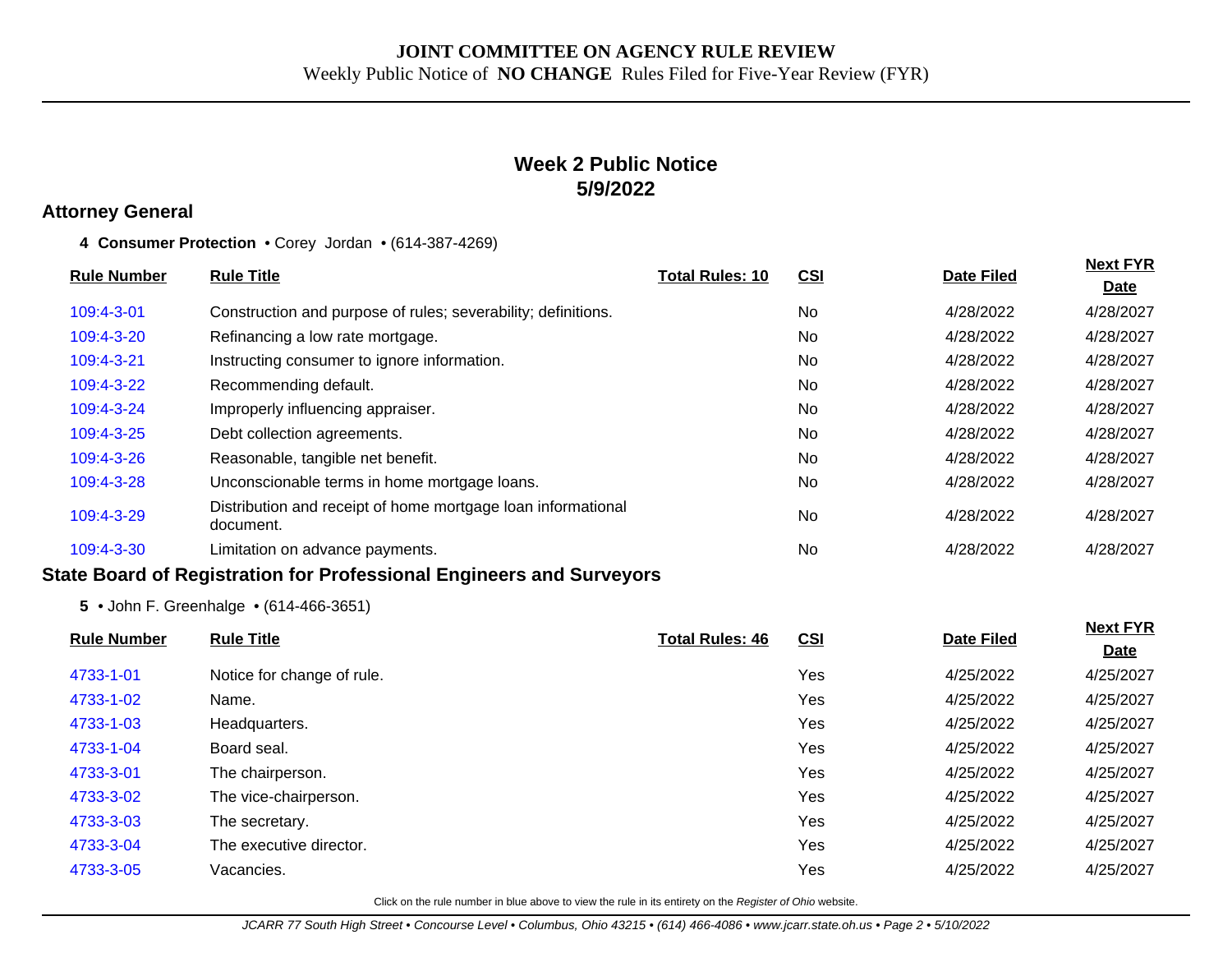**JOINT COMMITTEE ON AGENCY RULE REVIEW**
Weekly Public Notice of **NO CHANGE** Rules Filed for Five-Year Review (FYR)

## Week 2 Public Notice
## 5/9/2022

### Attorney General

**4 Consumer Protection** • Corey Jordan • (614-387-4269)

| Rule Number | Rule Title | Total Rules: 10 | CSI | Date Filed | Next FYR Date |
|---|---|---|---|---|---|
| 109:4-3-01 | Construction and purpose of rules; severability; definitions. | | No | 4/28/2022 | 4/28/2027 |
| 109:4-3-20 | Refinancing a low rate mortgage. | | No | 4/28/2022 | 4/28/2027 |
| 109:4-3-21 | Instructing consumer to ignore information. | | No | 4/28/2022 | 4/28/2027 |
| 109:4-3-22 | Recommending default. | | No | 4/28/2022 | 4/28/2027 |
| 109:4-3-24 | Improperly influencing appraiser. | | No | 4/28/2022 | 4/28/2027 |
| 109:4-3-25 | Debt collection agreements. | | No | 4/28/2022 | 4/28/2027 |
| 109:4-3-26 | Reasonable, tangible net benefit. | | No | 4/28/2022 | 4/28/2027 |
| 109:4-3-28 | Unconscionable terms in home mortgage loans. | | No | 4/28/2022 | 4/28/2027 |
| 109:4-3-29 | Distribution and receipt of home mortgage loan informational document. | | No | 4/28/2022 | 4/28/2027 |
| 109:4-3-30 | Limitation on advance payments. | | No | 4/28/2022 | 4/28/2027 |

### State Board of Registration for Professional Engineers and Surveyors

**5** • John F. Greenhalge • (614-466-3651)

| Rule Number | Rule Title | Total Rules: 46 | CSI | Date Filed | Next FYR Date |
|---|---|---|---|---|---|
| 4733-1-01 | Notice for change of rule. | | Yes | 4/25/2022 | 4/25/2027 |
| 4733-1-02 | Name. | | Yes | 4/25/2022 | 4/25/2027 |
| 4733-1-03 | Headquarters. | | Yes | 4/25/2022 | 4/25/2027 |
| 4733-1-04 | Board seal. | | Yes | 4/25/2022 | 4/25/2027 |
| 4733-3-01 | The chairperson. | | Yes | 4/25/2022 | 4/25/2027 |
| 4733-3-02 | The vice-chairperson. | | Yes | 4/25/2022 | 4/25/2027 |
| 4733-3-03 | The secretary. | | Yes | 4/25/2022 | 4/25/2027 |
| 4733-3-04 | The executive director. | | Yes | 4/25/2022 | 4/25/2027 |
| 4733-3-05 | Vacancies. | | Yes | 4/25/2022 | 4/25/2027 |

Click on the rule number in blue above to view the rule in its entirety on the *Register of Ohio* website.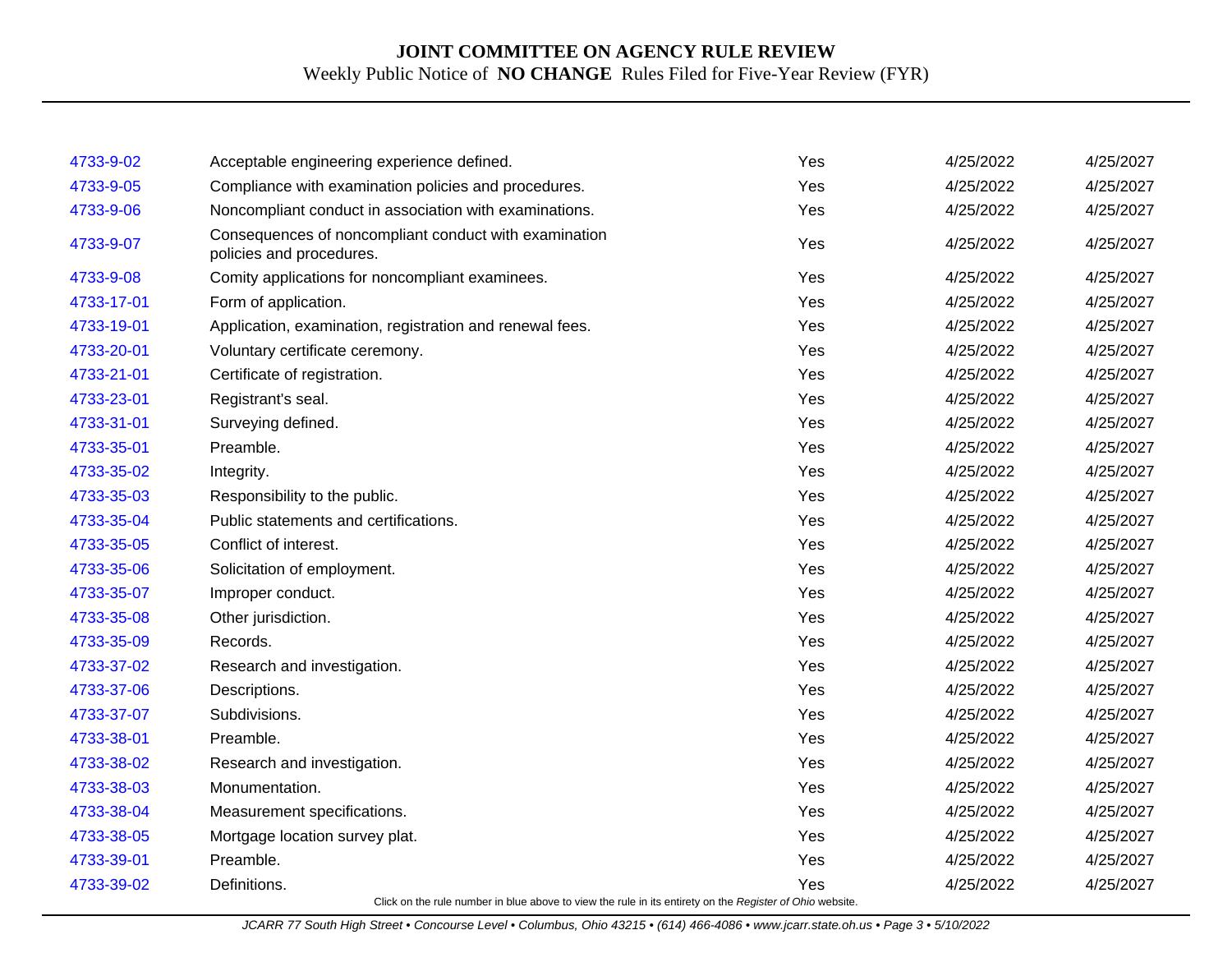# JOINT COMMITTEE ON AGENCY RULE REVIEW

Weekly Public Notice of **NO CHANGE** Rules Filed for Five-Year Review (FYR)

| | | | | |
|---|---|---|---|---|
| 4733-9-02 | Acceptable engineering experience defined. | Yes | 4/25/2022 | 4/25/2027 |
| 4733-9-05 | Compliance with examination policies and procedures. | Yes | 4/25/2022 | 4/25/2027 |
| 4733-9-06 | Noncompliant conduct in association with examinations. | Yes | 4/25/2022 | 4/25/2027 |
| 4733-9-07 | Consequences of noncompliant conduct with examination policies and procedures. | Yes | 4/25/2022 | 4/25/2027 |
| 4733-9-08 | Comity applications for noncompliant examinees. | Yes | 4/25/2022 | 4/25/2027 |
| 4733-17-01 | Form of application. | Yes | 4/25/2022 | 4/25/2027 |
| 4733-19-01 | Application, examination, registration and renewal fees. | Yes | 4/25/2022 | 4/25/2027 |
| 4733-20-01 | Voluntary certificate ceremony. | Yes | 4/25/2022 | 4/25/2027 |
| 4733-21-01 | Certificate of registration. | Yes | 4/25/2022 | 4/25/2027 |
| 4733-23-01 | Registrant's seal. | Yes | 4/25/2022 | 4/25/2027 |
| 4733-31-01 | Surveying defined. | Yes | 4/25/2022 | 4/25/2027 |
| 4733-35-01 | Preamble. | Yes | 4/25/2022 | 4/25/2027 |
| 4733-35-02 | Integrity. | Yes | 4/25/2022 | 4/25/2027 |
| 4733-35-03 | Responsibility to the public. | Yes | 4/25/2022 | 4/25/2027 |
| 4733-35-04 | Public statements and certifications. | Yes | 4/25/2022 | 4/25/2027 |
| 4733-35-05 | Conflict of interest. | Yes | 4/25/2022 | 4/25/2027 |
| 4733-35-06 | Solicitation of employment. | Yes | 4/25/2022 | 4/25/2027 |
| 4733-35-07 | Improper conduct. | Yes | 4/25/2022 | 4/25/2027 |
| 4733-35-08 | Other jurisdiction. | Yes | 4/25/2022 | 4/25/2027 |
| 4733-35-09 | Records. | Yes | 4/25/2022 | 4/25/2027 |
| 4733-37-02 | Research and investigation. | Yes | 4/25/2022 | 4/25/2027 |
| 4733-37-06 | Descriptions. | Yes | 4/25/2022 | 4/25/2027 |
| 4733-37-07 | Subdivisions. | Yes | 4/25/2022 | 4/25/2027 |
| 4733-38-01 | Preamble. | Yes | 4/25/2022 | 4/25/2027 |
| 4733-38-02 | Research and investigation. | Yes | 4/25/2022 | 4/25/2027 |
| 4733-38-03 | Monumentation. | Yes | 4/25/2022 | 4/25/2027 |
| 4733-38-04 | Measurement specifications. | Yes | 4/25/2022 | 4/25/2027 |
| 4733-38-05 | Mortgage location survey plat. | Yes | 4/25/2022 | 4/25/2027 |
| 4733-39-01 | Preamble. | Yes | 4/25/2022 | 4/25/2027 |
| 4733-39-02 | Definitions. | Yes | 4/25/2022 | 4/25/2027 |

Click on the rule number in blue above to view the rule in its entirety on the *Register of Ohio* website.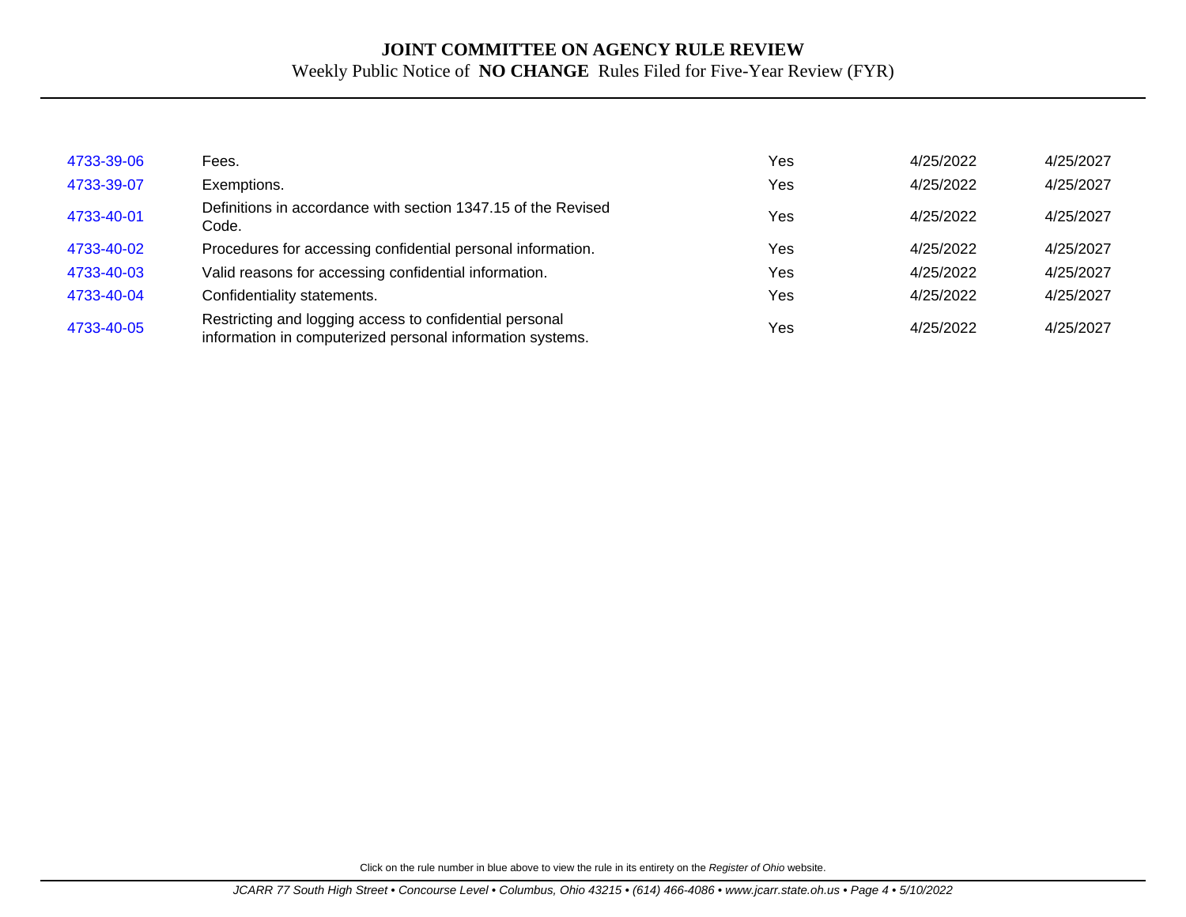# JOINT COMMITTEE ON AGENCY RULE REVIEW

Weekly Public Notice of **NO CHANGE** Rules Filed for Five-Year Review (FYR)

| | | | | |
|---|---|---|---|---|
| 4733-39-06 | Fees. | Yes | 4/25/2022 | 4/25/2027 |
| 4733-39-07 | Exemptions. | Yes | 4/25/2022 | 4/25/2027 |
| 4733-40-01 | Definitions in accordance with section 1347.15 of the Revised Code. | Yes | 4/25/2022 | 4/25/2027 |
| 4733-40-02 | Procedures for accessing confidential personal information. | Yes | 4/25/2022 | 4/25/2027 |
| 4733-40-03 | Valid reasons for accessing confidential information. | Yes | 4/25/2022 | 4/25/2027 |
| 4733-40-04 | Confidentiality statements. | Yes | 4/25/2022 | 4/25/2027 |
| 4733-40-05 | Restricting and logging access to confidential personal information in computerized personal information systems. | Yes | 4/25/2022 | 4/25/2027 |

Click on the rule number in blue above to view the rule in its entirety on the *Register of Ohio* website.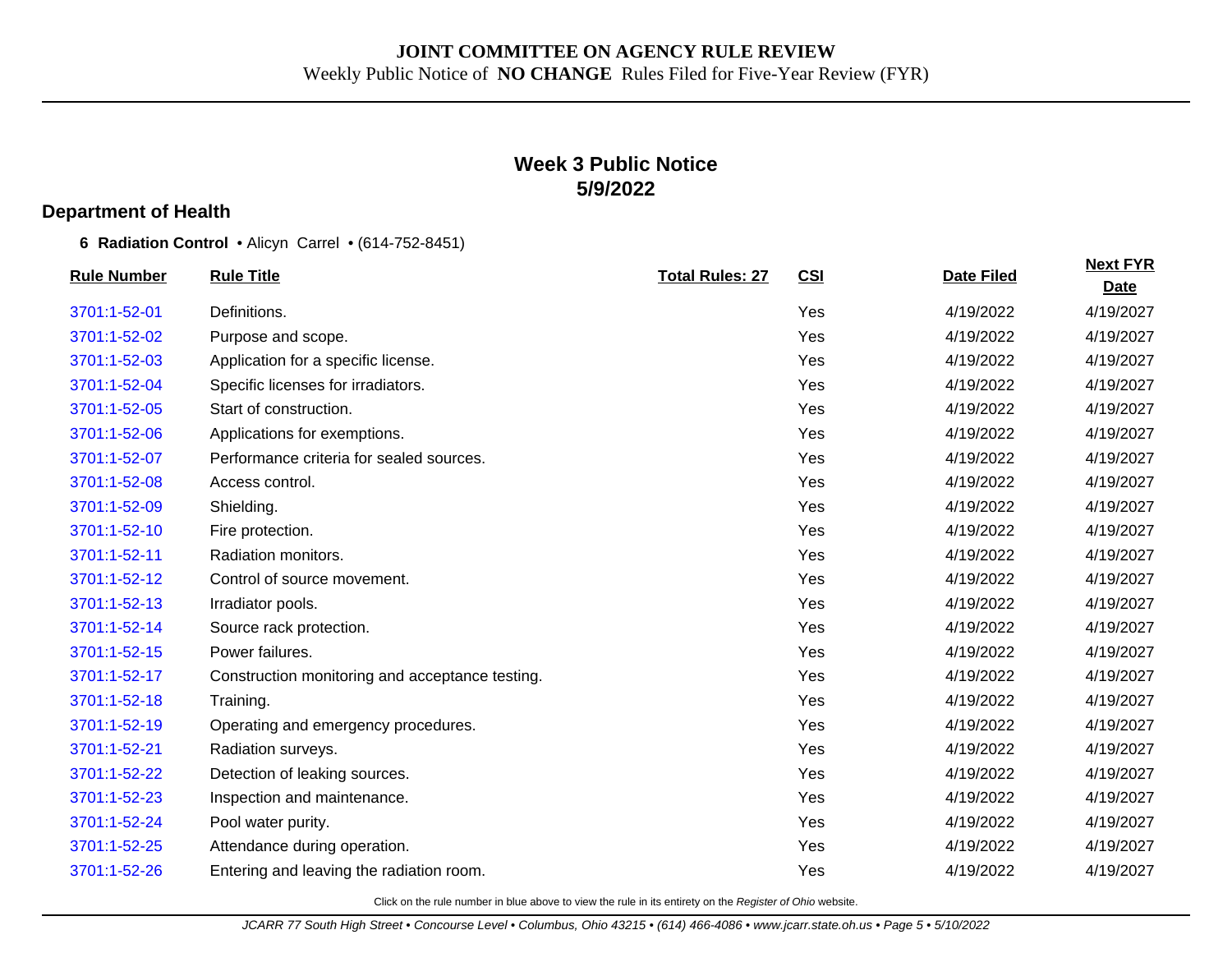# JOINT COMMITTEE ON AGENCY RULE REVIEW

Weekly Public Notice of **NO CHANGE** Rules Filed for Five-Year Review (FYR)

## Week 3 Public Notice
## 5/9/2022

### Department of Health

**6 Radiation Control** • Alicyn Carrel • (614-752-8451)

| Rule Number | Rule Title | Total Rules: 27 | CSI | Date Filed | Next FYR Date |
|---|---|---|---|---|---|
| 3701:1-52-01 | Definitions. | | Yes | 4/19/2022 | 4/19/2027 |
| 3701:1-52-02 | Purpose and scope. | | Yes | 4/19/2022 | 4/19/2027 |
| 3701:1-52-03 | Application for a specific license. | | Yes | 4/19/2022 | 4/19/2027 |
| 3701:1-52-04 | Specific licenses for irradiators. | | Yes | 4/19/2022 | 4/19/2027 |
| 3701:1-52-05 | Start of construction. | | Yes | 4/19/2022 | 4/19/2027 |
| 3701:1-52-06 | Applications for exemptions. | | Yes | 4/19/2022 | 4/19/2027 |
| 3701:1-52-07 | Performance criteria for sealed sources. | | Yes | 4/19/2022 | 4/19/2027 |
| 3701:1-52-08 | Access control. | | Yes | 4/19/2022 | 4/19/2027 |
| 3701:1-52-09 | Shielding. | | Yes | 4/19/2022 | 4/19/2027 |
| 3701:1-52-10 | Fire protection. | | Yes | 4/19/2022 | 4/19/2027 |
| 3701:1-52-11 | Radiation monitors. | | Yes | 4/19/2022 | 4/19/2027 |
| 3701:1-52-12 | Control of source movement. | | Yes | 4/19/2022 | 4/19/2027 |
| 3701:1-52-13 | Irradiator pools. | | Yes | 4/19/2022 | 4/19/2027 |
| 3701:1-52-14 | Source rack protection. | | Yes | 4/19/2022 | 4/19/2027 |
| 3701:1-52-15 | Power failures. | | Yes | 4/19/2022 | 4/19/2027 |
| 3701:1-52-17 | Construction monitoring and acceptance testing. | | Yes | 4/19/2022 | 4/19/2027 |
| 3701:1-52-18 | Training. | | Yes | 4/19/2022 | 4/19/2027 |
| 3701:1-52-19 | Operating and emergency procedures. | | Yes | 4/19/2022 | 4/19/2027 |
| 3701:1-52-21 | Radiation surveys. | | Yes | 4/19/2022 | 4/19/2027 |
| 3701:1-52-22 | Detection of leaking sources. | | Yes | 4/19/2022 | 4/19/2027 |
| 3701:1-52-23 | Inspection and maintenance. | | Yes | 4/19/2022 | 4/19/2027 |
| 3701:1-52-24 | Pool water purity. | | Yes | 4/19/2022 | 4/19/2027 |
| 3701:1-52-25 | Attendance during operation. | | Yes | 4/19/2022 | 4/19/2027 |
| 3701:1-52-26 | Entering and leaving the radiation room. | | Yes | 4/19/2022 | 4/19/2027 |

Click on the rule number in blue above to view the rule in its entirety on the *Register of Ohio* website.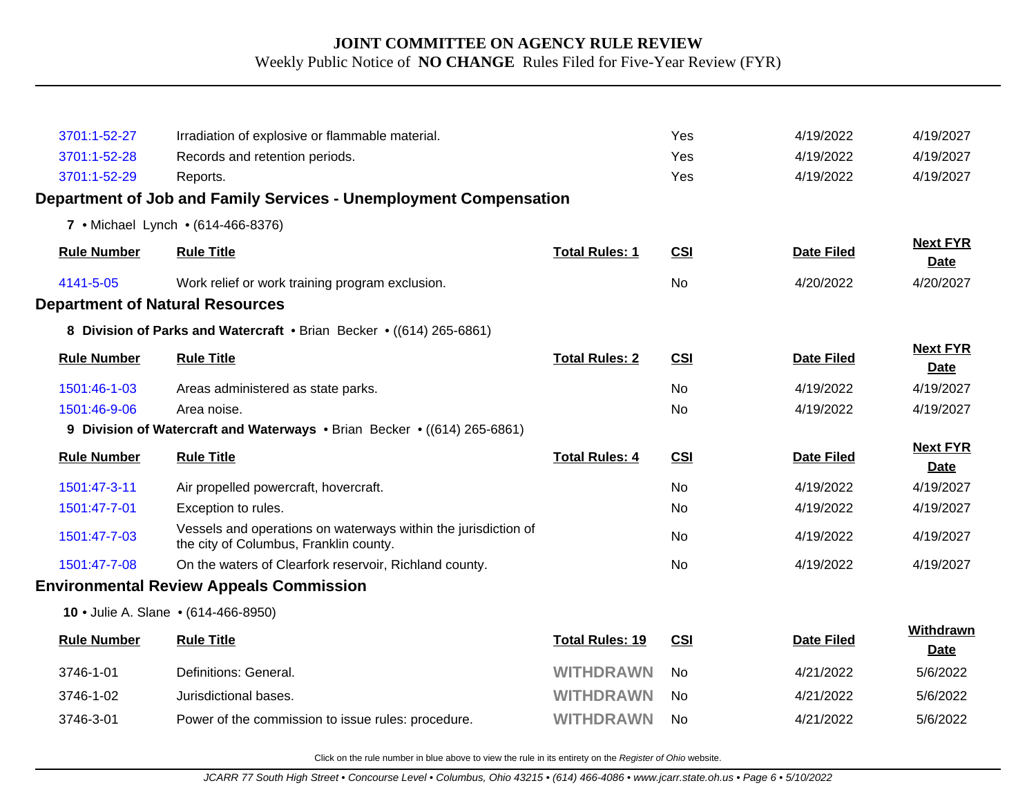| 3701:1-52-27 | Irradiation of explosive or flammable material. | | Yes | 4/19/2022 | 4/19/2027 |
|---|---|---|---|---|---|
| 3701:1-52-28 | Records and retention periods. | | Yes | 4/19/2022 | 4/19/2027 |
| 3701:1-52-29 | Reports. | | Yes | 4/19/2022 | 4/19/2027 |

## Department of Job and Family Services - Unemployment Compensation

**7** • Michael Lynch • (614-466-8376)

| Rule Number | Rule Title | Total Rules: 1 | CSI | Date Filed | Next FYR Date |
|---|---|---|---|---|---|
| 4141-5-05 | Work relief or work training program exclusion. | | No | 4/20/2022 | 4/20/2027 |

## Department of Natural Resources

**8 Division of Parks and Watercraft** • Brian Becker • ((614) 265-6861)

| Rule Number | Rule Title | Total Rules: 2 | CSI | Date Filed | Next FYR Date |
|---|---|---|---|---|---|
| 1501:46-1-03 | Areas administered as state parks. | | No | 4/19/2022 | 4/19/2027 |
| 1501:46-9-06 | Area noise. | | No | 4/19/2022 | 4/19/2027 |

**9 Division of Watercraft and Waterways** • Brian Becker • ((614) 265-6861)

| Rule Number | Rule Title | Total Rules: 4 | CSI | Date Filed | Next FYR Date |
|---|---|---|---|---|---|
| 1501:47-3-11 | Air propelled powercraft, hovercraft. | | No | 4/19/2022 | 4/19/2027 |
| 1501:47-7-01 | Exception to rules. | | No | 4/19/2022 | 4/19/2027 |
| 1501:47-7-03 | Vessels and operations on waterways within the jurisdiction of the city of Columbus, Franklin county. | | No | 4/19/2022 | 4/19/2027 |
| 1501:47-7-08 | On the waters of Clearfork reservoir, Richland county. | | No | 4/19/2022 | 4/19/2027 |

## Environmental Review Appeals Commission

**10** • Julie A. Slane • (614-466-8950)

| Rule Number | Rule Title | Total Rules: 19 | CSI | Date Filed | Withdrawn Date |
|---|---|---|---|---|---|
| 3746-1-01 | Definitions: General. | WITHDRAWN | No | 4/21/2022 | 5/6/2022 |
| 3746-1-02 | Jurisdictional bases. | WITHDRAWN | No | 4/21/2022 | 5/6/2022 |
| 3746-3-01 | Power of the commission to issue rules: procedure. | WITHDRAWN | No | 4/21/2022 | 5/6/2022 |

Click on the rule number in blue above to view the rule in its entirety on the *Register of Ohio* website.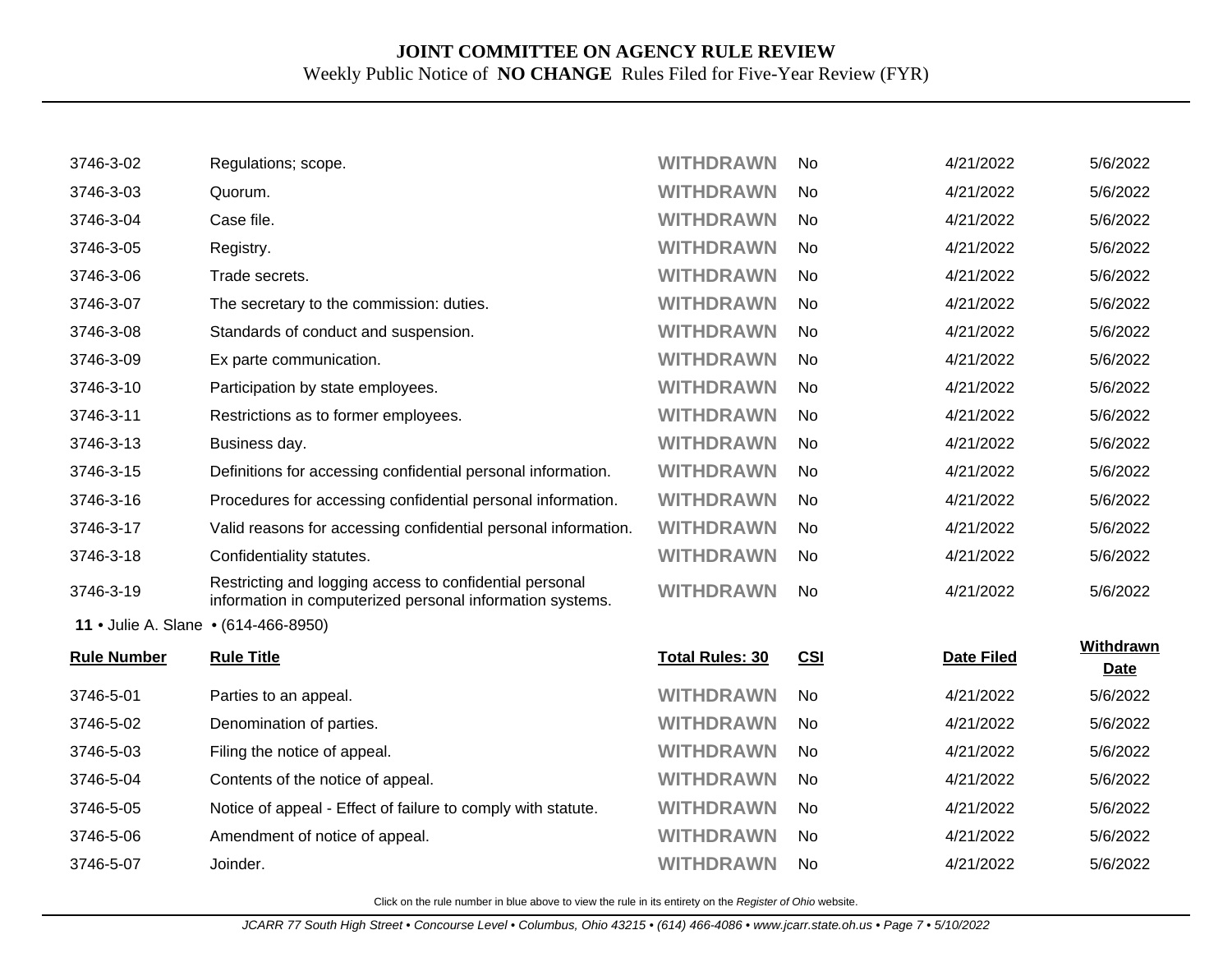**JOINT COMMITTEE ON AGENCY RULE REVIEW**
Weekly Public Notice of **NO CHANGE** Rules Filed for Five-Year Review (FYR)

| | | | | | |
|---|---|---|---|---|---|
| 3746-3-02 | Regulations; scope. | **WITHDRAWN** | No | 4/21/2022 | 5/6/2022 |
| 3746-3-03 | Quorum. | **WITHDRAWN** | No | 4/21/2022 | 5/6/2022 |
| 3746-3-04 | Case file. | **WITHDRAWN** | No | 4/21/2022 | 5/6/2022 |
| 3746-3-05 | Registry. | **WITHDRAWN** | No | 4/21/2022 | 5/6/2022 |
| 3746-3-06 | Trade secrets. | **WITHDRAWN** | No | 4/21/2022 | 5/6/2022 |
| 3746-3-07 | The secretary to the commission: duties. | **WITHDRAWN** | No | 4/21/2022 | 5/6/2022 |
| 3746-3-08 | Standards of conduct and suspension. | **WITHDRAWN** | No | 4/21/2022 | 5/6/2022 |
| 3746-3-09 | Ex parte communication. | **WITHDRAWN** | No | 4/21/2022 | 5/6/2022 |
| 3746-3-10 | Participation by state employees. | **WITHDRAWN** | No | 4/21/2022 | 5/6/2022 |
| 3746-3-11 | Restrictions as to former employees. | **WITHDRAWN** | No | 4/21/2022 | 5/6/2022 |
| 3746-3-13 | Business day. | **WITHDRAWN** | No | 4/21/2022 | 5/6/2022 |
| 3746-3-15 | Definitions for accessing confidential personal information. | **WITHDRAWN** | No | 4/21/2022 | 5/6/2022 |
| 3746-3-16 | Procedures for accessing confidential personal information. | **WITHDRAWN** | No | 4/21/2022 | 5/6/2022 |
| 3746-3-17 | Valid reasons for accessing confidential personal information. | **WITHDRAWN** | No | 4/21/2022 | 5/6/2022 |
| 3746-3-18 | Confidentiality statutes. | **WITHDRAWN** | No | 4/21/2022 | 5/6/2022 |
| 3746-3-19 | Restricting and logging access to confidential personal information in computerized personal information systems. | **WITHDRAWN** | No | 4/21/2022 | 5/6/2022 |

**11** • Julie A. Slane • (614-466-8950)

| **Rule Number** | **Rule Title** | **Total Rules: 30** | **CSI** | **Date Filed** | **Withdrawn Date** |
|---|---|---|---|---|---|
| 3746-5-01 | Parties to an appeal. | **WITHDRAWN** | No | 4/21/2022 | 5/6/2022 |
| 3746-5-02 | Denomination of parties. | **WITHDRAWN** | No | 4/21/2022 | 5/6/2022 |
| 3746-5-03 | Filing the notice of appeal. | **WITHDRAWN** | No | 4/21/2022 | 5/6/2022 |
| 3746-5-04 | Contents of the notice of appeal. | **WITHDRAWN** | No | 4/21/2022 | 5/6/2022 |
| 3746-5-05 | Notice of appeal - Effect of failure to comply with statute. | **WITHDRAWN** | No | 4/21/2022 | 5/6/2022 |
| 3746-5-06 | Amendment of notice of appeal. | **WITHDRAWN** | No | 4/21/2022 | 5/6/2022 |
| 3746-5-07 | Joinder. | **WITHDRAWN** | No | 4/21/2022 | 5/6/2022 |

Click on the rule number in blue above to view the rule in its entirety on the *Register of Ohio* website.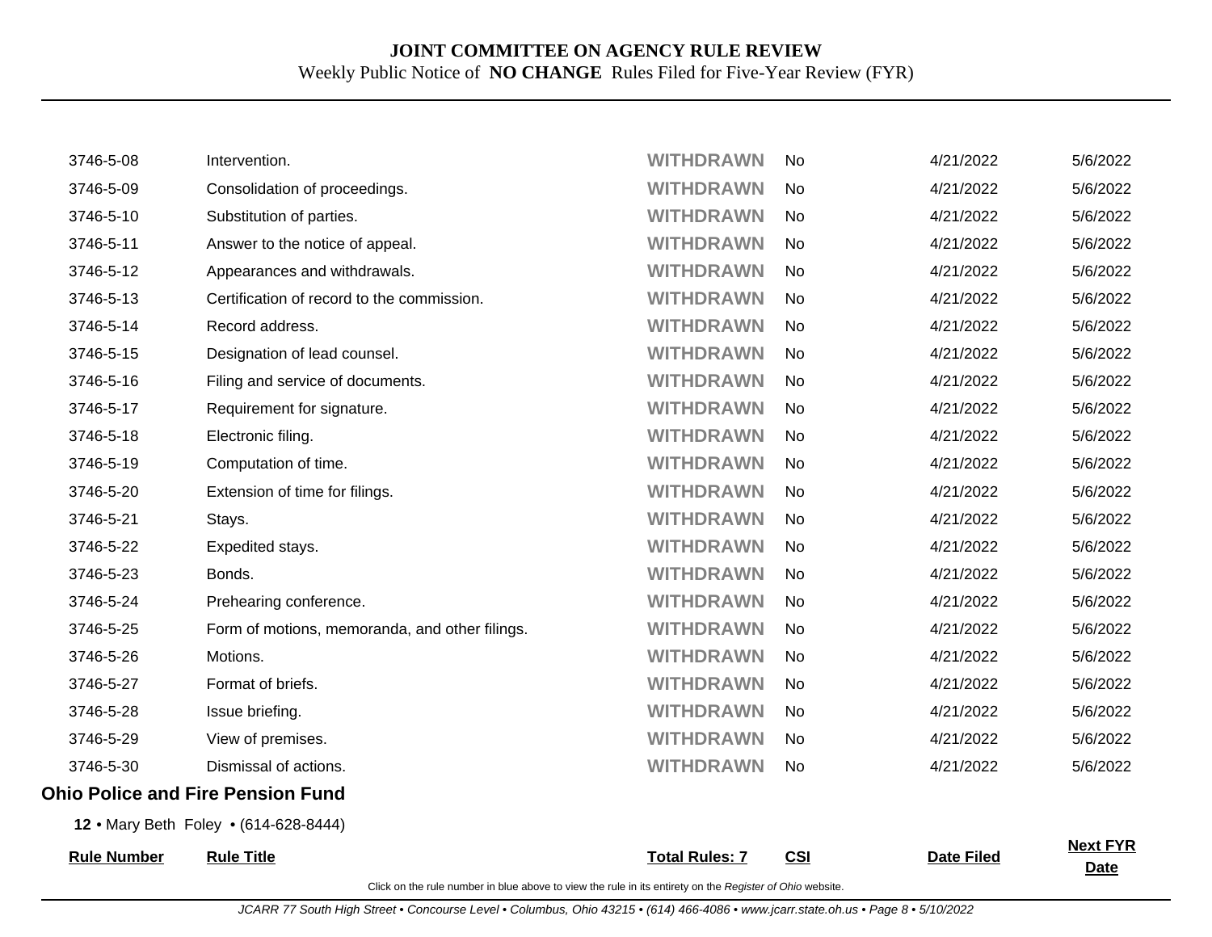| | | | | | |
|---|---|---|---|---|---|
| 3746-5-08 | Intervention. | **WITHDRAWN** | No | 4/21/2022 | 5/6/2022 |
| 3746-5-09 | Consolidation of proceedings. | **WITHDRAWN** | No | 4/21/2022 | 5/6/2022 |
| 3746-5-10 | Substitution of parties. | **WITHDRAWN** | No | 4/21/2022 | 5/6/2022 |
| 3746-5-11 | Answer to the notice of appeal. | **WITHDRAWN** | No | 4/21/2022 | 5/6/2022 |
| 3746-5-12 | Appearances and withdrawals. | **WITHDRAWN** | No | 4/21/2022 | 5/6/2022 |
| 3746-5-13 | Certification of record to the commission. | **WITHDRAWN** | No | 4/21/2022 | 5/6/2022 |
| 3746-5-14 | Record address. | **WITHDRAWN** | No | 4/21/2022 | 5/6/2022 |
| 3746-5-15 | Designation of lead counsel. | **WITHDRAWN** | No | 4/21/2022 | 5/6/2022 |
| 3746-5-16 | Filing and service of documents. | **WITHDRAWN** | No | 4/21/2022 | 5/6/2022 |
| 3746-5-17 | Requirement for signature. | **WITHDRAWN** | No | 4/21/2022 | 5/6/2022 |
| 3746-5-18 | Electronic filing. | **WITHDRAWN** | No | 4/21/2022 | 5/6/2022 |
| 3746-5-19 | Computation of time. | **WITHDRAWN** | No | 4/21/2022 | 5/6/2022 |
| 3746-5-20 | Extension of time for filings. | **WITHDRAWN** | No | 4/21/2022 | 5/6/2022 |
| 3746-5-21 | Stays. | **WITHDRAWN** | No | 4/21/2022 | 5/6/2022 |
| 3746-5-22 | Expedited stays. | **WITHDRAWN** | No | 4/21/2022 | 5/6/2022 |
| 3746-5-23 | Bonds. | **WITHDRAWN** | No | 4/21/2022 | 5/6/2022 |
| 3746-5-24 | Prehearing conference. | **WITHDRAWN** | No | 4/21/2022 | 5/6/2022 |
| 3746-5-25 | Form of motions, memoranda, and other filings. | **WITHDRAWN** | No | 4/21/2022 | 5/6/2022 |
| 3746-5-26 | Motions. | **WITHDRAWN** | No | 4/21/2022 | 5/6/2022 |
| 3746-5-27 | Format of briefs. | **WITHDRAWN** | No | 4/21/2022 | 5/6/2022 |
| 3746-5-28 | Issue briefing. | **WITHDRAWN** | No | 4/21/2022 | 5/6/2022 |
| 3746-5-29 | View of premises. | **WITHDRAWN** | No | 4/21/2022 | 5/6/2022 |
| 3746-5-30 | Dismissal of actions. | **WITHDRAWN** | No | 4/21/2022 | 5/6/2022 |

## Ohio Police and Fire Pension Fund

**12** • Mary Beth Foley • (614-628-8444)

| Rule Number | Rule Title | Total Rules: 7 | CSI | Date Filed | Next FYR Date |
|---|---|---|---|---|---|

Click on the rule number in blue above to view the rule in its entirety on the *Register of Ohio* website.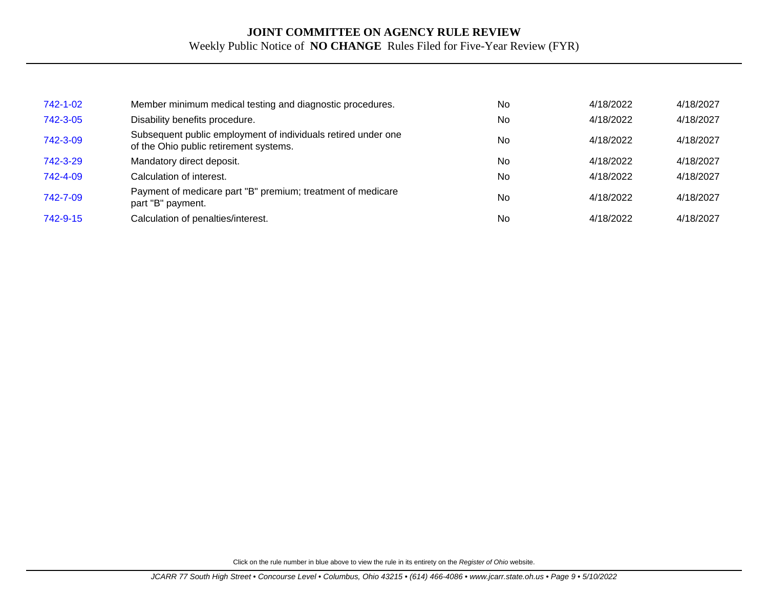# JOINT COMMITTEE ON AGENCY RULE REVIEW

Weekly Public Notice of **NO CHANGE** Rules Filed for Five-Year Review (FYR)

| | | | | |
|---|---|---|---|---|
| 742-1-02 | Member minimum medical testing and diagnostic procedures. | No | 4/18/2022 | 4/18/2027 |
| 742-3-05 | Disability benefits procedure. | No | 4/18/2022 | 4/18/2027 |
| 742-3-09 | Subsequent public employment of individuals retired under one of the Ohio public retirement systems. | No | 4/18/2022 | 4/18/2027 |
| 742-3-29 | Mandatory direct deposit. | No | 4/18/2022 | 4/18/2027 |
| 742-4-09 | Calculation of interest. | No | 4/18/2022 | 4/18/2027 |
| 742-7-09 | Payment of medicare part "B" premium; treatment of medicare part "B" payment. | No | 4/18/2022 | 4/18/2027 |
| 742-9-15 | Calculation of penalties/interest. | No | 4/18/2022 | 4/18/2027 |

Click on the rule number in blue above to view the rule in its entirety on the *Register of Ohio* website.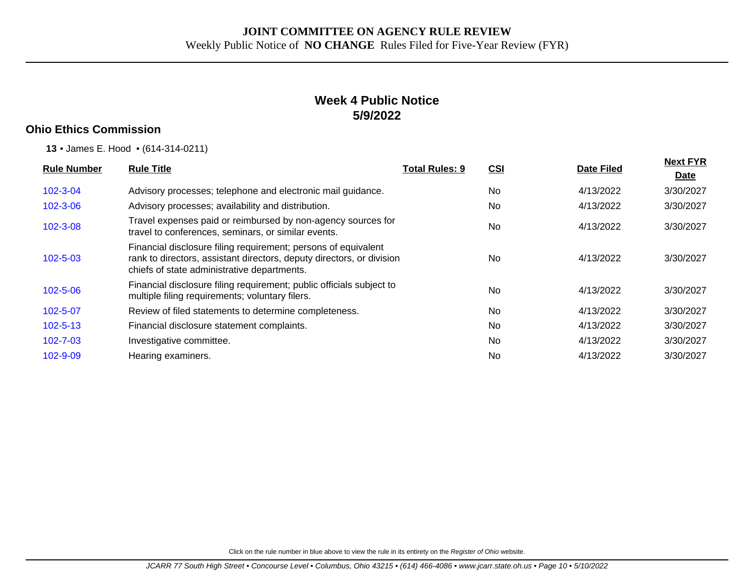**JOINT COMMITTEE ON AGENCY RULE REVIEW**

Weekly Public Notice of **NO CHANGE** Rules Filed for Five-Year Review (FYR)

## Week 4 Public Notice
## 5/9/2022

### Ohio Ethics Commission

**13** • James E. Hood • (614-314-0211)

| Rule Number | Rule Title | Total Rules: 9 | CSI | Date Filed | Next FYR Date |
|---|---|---|---|---|---|
| 102-3-04 | Advisory processes; telephone and electronic mail guidance. | | No | 4/13/2022 | 3/30/2027 |
| 102-3-06 | Advisory processes; availability and distribution. | | No | 4/13/2022 | 3/30/2027 |
| 102-3-08 | Travel expenses paid or reimbursed by non-agency sources for travel to conferences, seminars, or similar events. | | No | 4/13/2022 | 3/30/2027 |
| 102-5-03 | Financial disclosure filing requirement; persons of equivalent rank to directors, assistant directors, deputy directors, or division chiefs of state administrative departments. | | No | 4/13/2022 | 3/30/2027 |
| 102-5-06 | Financial disclosure filing requirement; public officials subject to multiple filing requirements; voluntary filers. | | No | 4/13/2022 | 3/30/2027 |
| 102-5-07 | Review of filed statements to determine completeness. | | No | 4/13/2022 | 3/30/2027 |
| 102-5-13 | Financial disclosure statement complaints. | | No | 4/13/2022 | 3/30/2027 |
| 102-7-03 | Investigative committee. | | No | 4/13/2022 | 3/30/2027 |
| 102-9-09 | Hearing examiners. | | No | 4/13/2022 | 3/30/2027 |

Click on the rule number in blue above to view the rule in its entirety on the *Register of Ohio* website.